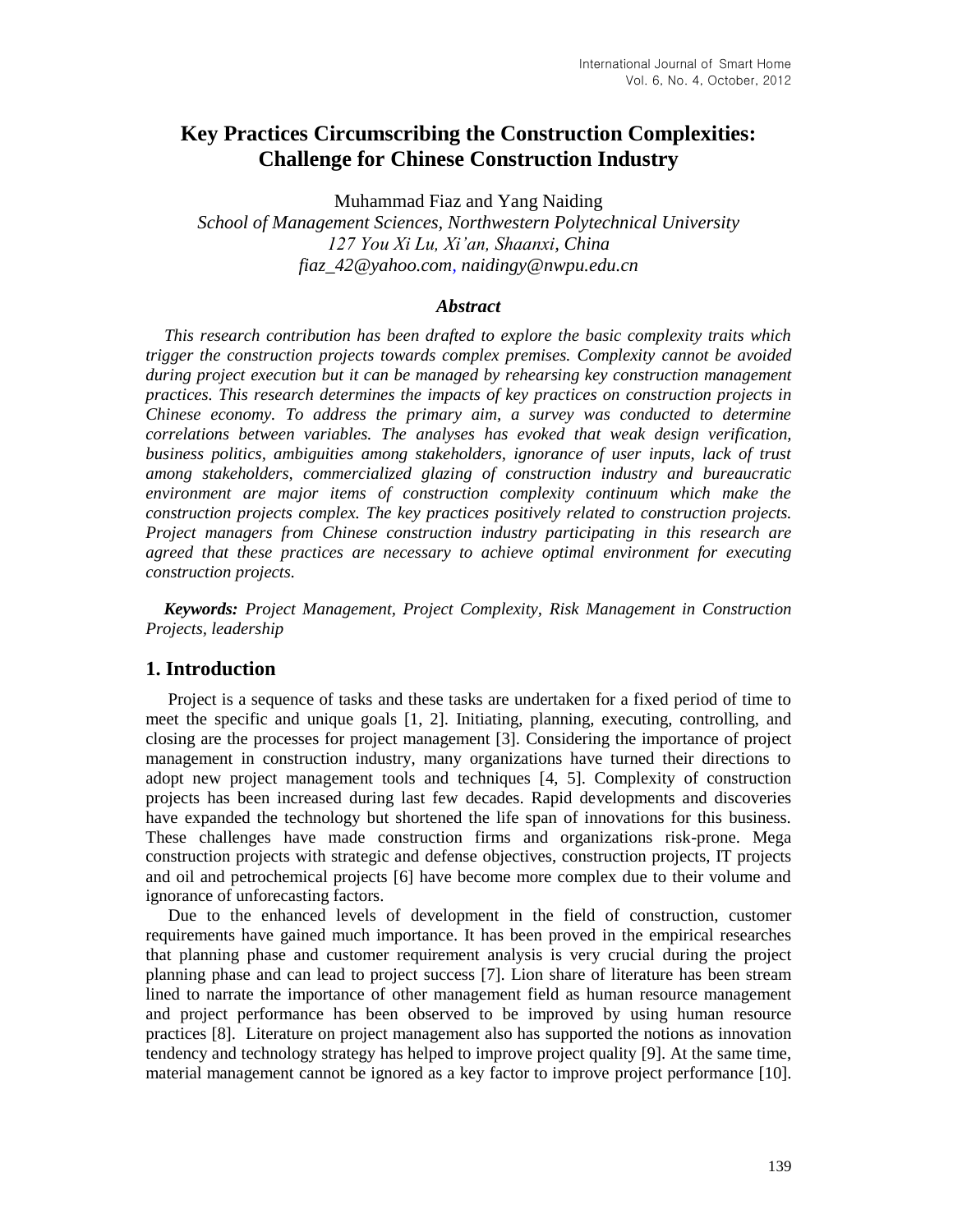# Key Practices Circumscribing the Construction Complexities: Challenge for Chinese Construction Industry

Muhammad Fiaz and Yang Naiding

*School of Management Sciences, Northwestern Polytechnical University*
*127 You Xi Lu, Xi'an, Shaanxi, China*
*fiaz_42@yahoo.com, naidingy@nwpu.edu.cn*

### *Abstract*

*This research contribution has been drafted to explore the basic complexity traits which trigger the construction projects towards complex premises. Complexity cannot be avoided during project execution but it can be managed by rehearsing key construction management practices. This research determines the impacts of key practices on construction projects in Chinese economy. To address the primary aim, a survey was conducted to determine correlations between variables. The analyses has evoked that weak design verification, business politics, ambiguities among stakeholders, ignorance of user inputs, lack of trust among stakeholders, commercialized glazing of construction industry and bureaucratic environment are major items of construction complexity continuum which make the construction projects complex. The key practices positively related to construction projects. Project managers from Chinese construction industry participating in this research are agreed that these practices are necessary to achieve optimal environment for executing construction projects.*

***Keywords:*** *Project Management, Project Complexity, Risk Management in Construction Projects, leadership*

## 1. Introduction

Project is a sequence of tasks and these tasks are undertaken for a fixed period of time to meet the specific and unique goals [1, 2]. Initiating, planning, executing, controlling, and closing are the processes for project management [3]. Considering the importance of project management in construction industry, many organizations have turned their directions to adopt new project management tools and techniques [4, 5]. Complexity of construction projects has been increased during last few decades. Rapid developments and discoveries have expanded the technology but shortened the life span of innovations for this business. These challenges have made construction firms and organizations risk-prone. Mega construction projects with strategic and defense objectives, construction projects, IT projects and oil and petrochemical projects [6] have become more complex due to their volume and ignorance of unforecasting factors.

Due to the enhanced levels of development in the field of construction, customer requirements have gained much importance. It has been proved in the empirical researches that planning phase and customer requirement analysis is very crucial during the project planning phase and can lead to project success [7]. Lion share of literature has been stream lined to narrate the importance of other management field as human resource management and project performance has been observed to be improved by using human resource practices [8]. Literature on project management also has supported the notions as innovation tendency and technology strategy has helped to improve project quality [9]. At the same time, material management cannot be ignored as a key factor to improve project performance [10].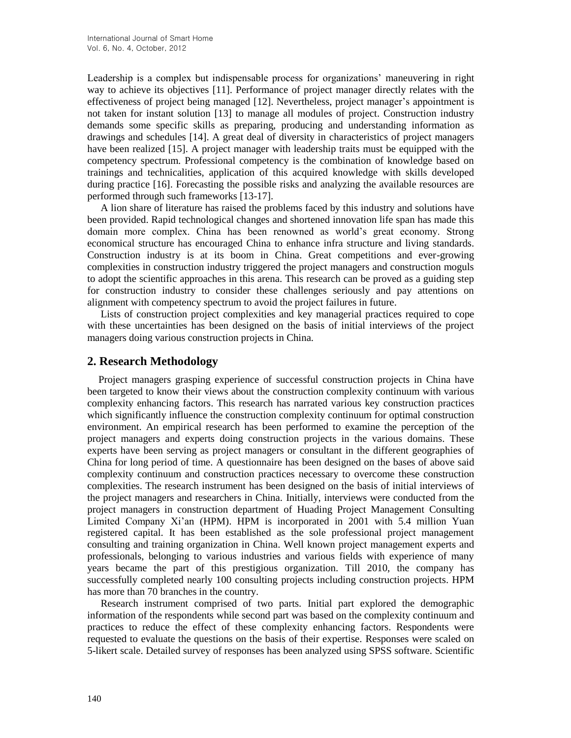Leadership is a complex but indispensable process for organizations' maneuvering in right way to achieve its objectives [11]. Performance of project manager directly relates with the effectiveness of project being managed [12]. Nevertheless, project manager's appointment is not taken for instant solution [13] to manage all modules of project. Construction industry demands some specific skills as preparing, producing and understanding information as drawings and schedules [14]. A great deal of diversity in characteristics of project managers have been realized [15]. A project manager with leadership traits must be equipped with the competency spectrum. Professional competency is the combination of knowledge based on trainings and technicalities, application of this acquired knowledge with skills developed during practice [16]. Forecasting the possible risks and analyzing the available resources are performed through such frameworks [13-17].

A lion share of literature has raised the problems faced by this industry and solutions have been provided. Rapid technological changes and shortened innovation life span has made this domain more complex. China has been renowned as world's great economy. Strong economical structure has encouraged China to enhance infra structure and living standards. Construction industry is at its boom in China. Great competitions and ever-growing complexities in construction industry triggered the project managers and construction moguls to adopt the scientific approaches in this arena. This research can be proved as a guiding step for construction industry to consider these challenges seriously and pay attentions on alignment with competency spectrum to avoid the project failures in future.

Lists of construction project complexities and key managerial practices required to cope with these uncertainties has been designed on the basis of initial interviews of the project managers doing various construction projects in China.

## 2. Research Methodology

Project managers grasping experience of successful construction projects in China have been targeted to know their views about the construction complexity continuum with various complexity enhancing factors. This research has narrated various key construction practices which significantly influence the construction complexity continuum for optimal construction environment. An empirical research has been performed to examine the perception of the project managers and experts doing construction projects in the various domains. These experts have been serving as project managers or consultant in the different geographies of China for long period of time. A questionnaire has been designed on the bases of above said complexity continuum and construction practices necessary to overcome these construction complexities. The research instrument has been designed on the basis of initial interviews of the project managers and researchers in China. Initially, interviews were conducted from the project managers in construction department of Huading Project Management Consulting Limited Company Xi'an (HPM). HPM is incorporated in 2001 with 5.4 million Yuan registered capital. It has been established as the sole professional project management consulting and training organization in China. Well known project management experts and professionals, belonging to various industries and various fields with experience of many years became the part of this prestigious organization. Till 2010, the company has successfully completed nearly 100 consulting projects including construction projects. HPM has more than 70 branches in the country.

Research instrument comprised of two parts. Initial part explored the demographic information of the respondents while second part was based on the complexity continuum and practices to reduce the effect of these complexity enhancing factors. Respondents were requested to evaluate the questions on the basis of their expertise. Responses were scaled on 5-likert scale. Detailed survey of responses has been analyzed using SPSS software. Scientific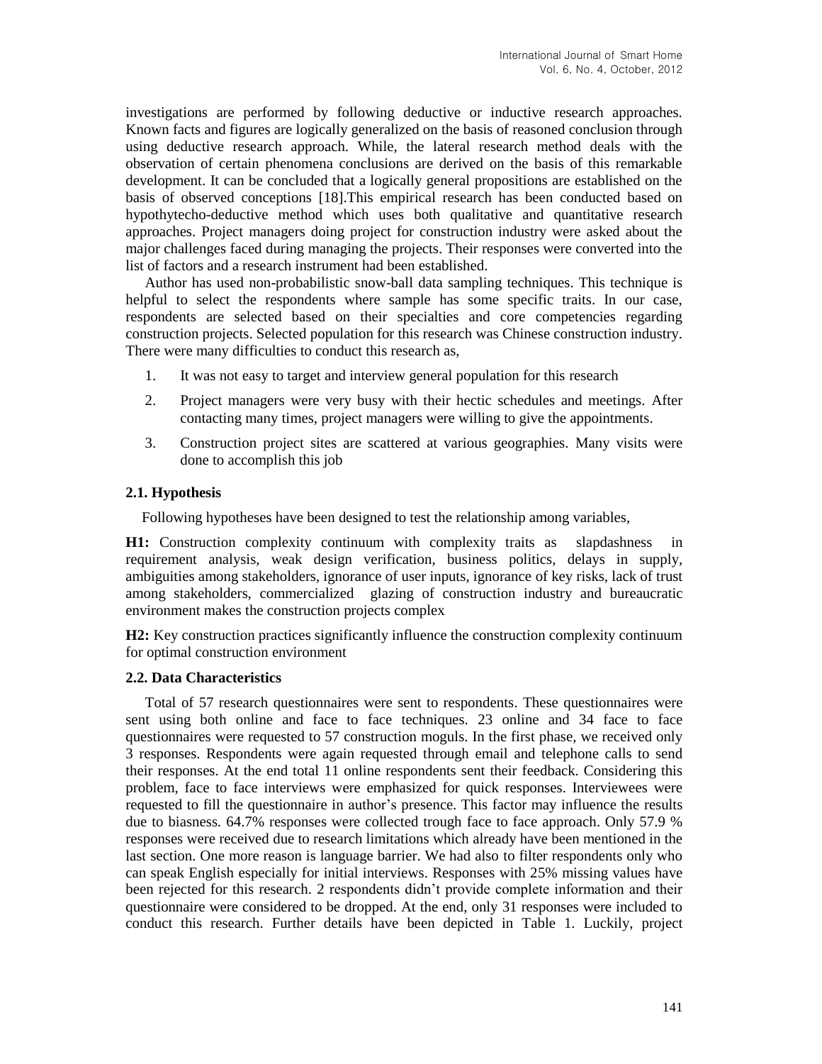investigations are performed by following deductive or inductive research approaches. Known facts and figures are logically generalized on the basis of reasoned conclusion through using deductive research approach. While, the lateral research method deals with the observation of certain phenomena conclusions are derived on the basis of this remarkable development. It can be concluded that a logically general propositions are established on the basis of observed conceptions [18].This empirical research has been conducted based on hypothytecho-deductive method which uses both qualitative and quantitative research approaches. Project managers doing project for construction industry were asked about the major challenges faced during managing the projects. Their responses were converted into the list of factors and a research instrument had been established.

Author has used non-probabilistic snow-ball data sampling techniques. This technique is helpful to select the respondents where sample has some specific traits. In our case, respondents are selected based on their specialties and core competencies regarding construction projects. Selected population for this research was Chinese construction industry. There were many difficulties to conduct this research as,

1. It was not easy to target and interview general population for this research
2. Project managers were very busy with their hectic schedules and meetings. After contacting many times, project managers were willing to give the appointments.
3. Construction project sites are scattered at various geographies. Many visits were done to accomplish this job

### 2.1. Hypothesis

Following hypotheses have been designed to test the relationship among variables,

**H1:** Construction complexity continuum with complexity traits as slapdashness in requirement analysis, weak design verification, business politics, delays in supply, ambiguities among stakeholders, ignorance of user inputs, ignorance of key risks, lack of trust among stakeholders, commercialized glazing of construction industry and bureaucratic environment makes the construction projects complex

**H2:** Key construction practices significantly influence the construction complexity continuum for optimal construction environment

### 2.2. Data Characteristics

Total of 57 research questionnaires were sent to respondents. These questionnaires were sent using both online and face to face techniques. 23 online and 34 face to face questionnaires were requested to 57 construction moguls. In the first phase, we received only 3 responses. Respondents were again requested through email and telephone calls to send their responses. At the end total 11 online respondents sent their feedback. Considering this problem, face to face interviews were emphasized for quick responses. Interviewees were requested to fill the questionnaire in author's presence. This factor may influence the results due to biasness. 64.7% responses were collected trough face to face approach. Only 57.9 % responses were received due to research limitations which already have been mentioned in the last section. One more reason is language barrier. We had also to filter respondents only who can speak English especially for initial interviews. Responses with 25% missing values have been rejected for this research. 2 respondents didn't provide complete information and their questionnaire were considered to be dropped. At the end, only 31 responses were included to conduct this research. Further details have been depicted in Table 1. Luckily, project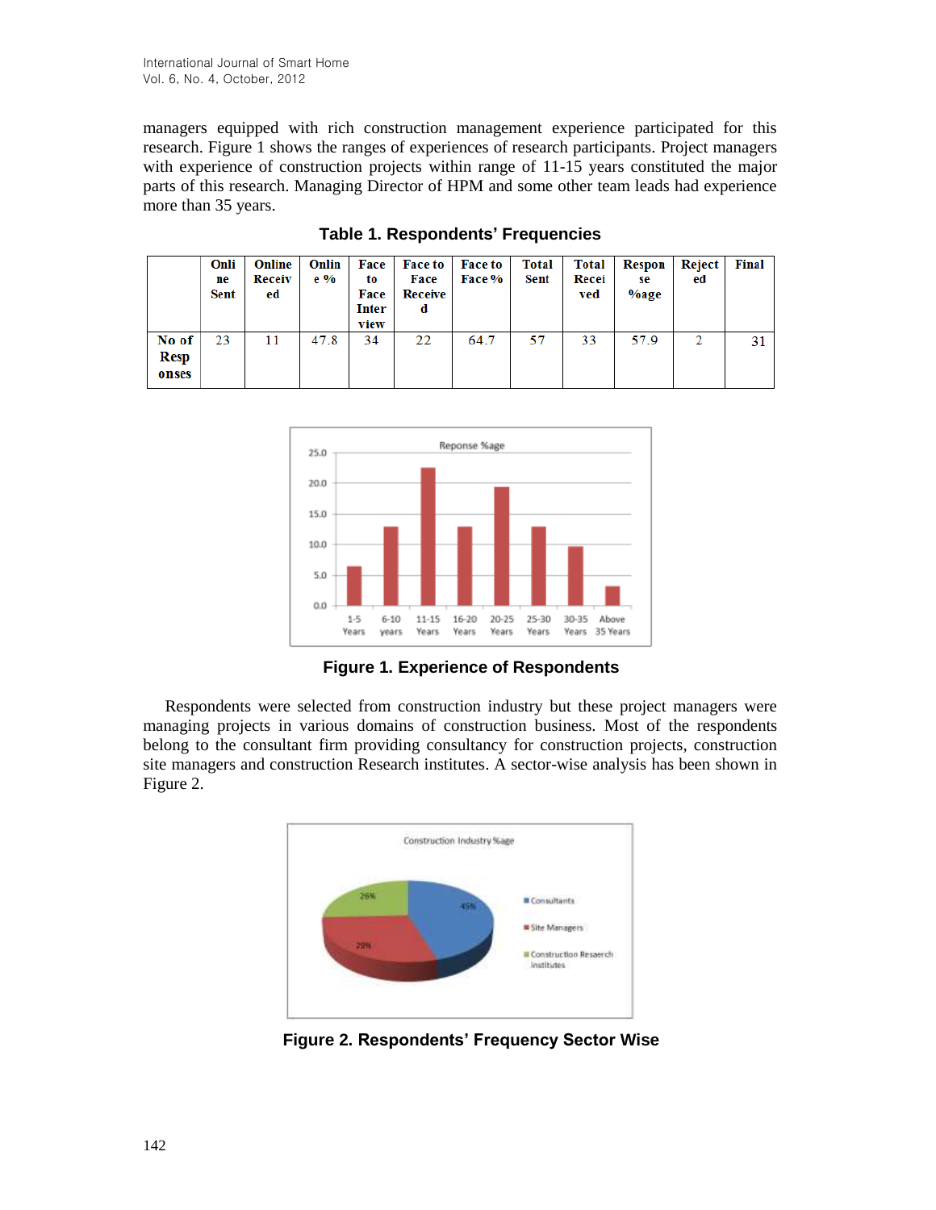managers equipped with rich construction management experience participated for this research. Figure 1 shows the ranges of experiences of research participants. Project managers with experience of construction projects within range of 11-15 years constituted the major parts of this research. Managing Director of HPM and some other team leads had experience more than 35 years.

**Table 1. Respondents' Frequencies**

| | Online Sent | Online Received | Online % | Face to Face Interview | Face to Face Received | Face to Face % | Total Sent | Total Received | Response %age | Rejected | Final |
|---|---|---|---|---|---|---|---|---|---|---|---|
| No of Responses | 23 | 11 | 47.8 | 34 | 22 | 64.7 | 57 | 33 | 57.9 | 2 | 31 |

**Figure 1. Experience of Respondents**

Respondents were selected from construction industry but these project managers were managing projects in various domains of construction business. Most of the respondents belong to the consultant firm providing consultancy for construction projects, construction site managers and construction Research institutes. A sector-wise analysis has been shown in Figure 2.

**Figure 2. Respondents' Frequency Sector Wise**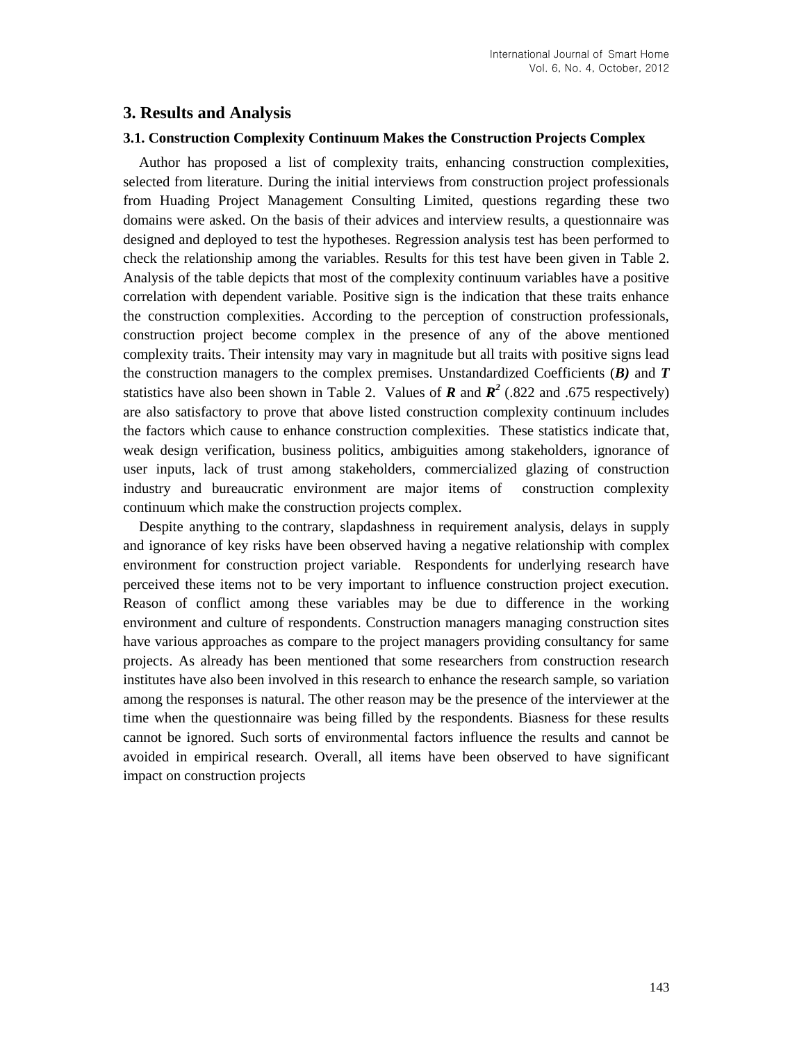## 3. Results and Analysis

### 3.1. Construction Complexity Continuum Makes the Construction Projects Complex

Author has proposed a list of complexity traits, enhancing construction complexities, selected from literature. During the initial interviews from construction project professionals from Huading Project Management Consulting Limited, questions regarding these two domains were asked. On the basis of their advices and interview results, a questionnaire was designed and deployed to test the hypotheses. Regression analysis test has been performed to check the relationship among the variables. Results for this test have been given in Table 2. Analysis of the table depicts that most of the complexity continuum variables have a positive correlation with dependent variable. Positive sign is the indication that these traits enhance the construction complexities. According to the perception of construction professionals, construction project become complex in the presence of any of the above mentioned complexity traits. Their intensity may vary in magnitude but all traits with positive signs lead the construction managers to the complex premises. Unstandardized Coefficients (***B)*** and ***T*** statistics have also been shown in Table 2. Values of $\boldsymbol{R}$ and $\boldsymbol{R^2}$ (.822 and .675 respectively) are also satisfactory to prove that above listed construction complexity continuum includes the factors which cause to enhance construction complexities. These statistics indicate that, weak design verification, business politics, ambiguities among stakeholders, ignorance of user inputs, lack of trust among stakeholders, commercialized glazing of construction industry and bureaucratic environment are major items of construction complexity continuum which make the construction projects complex.

Despite anything to the contrary, slapdashness in requirement analysis, delays in supply and ignorance of key risks have been observed having a negative relationship with complex environment for construction project variable. Respondents for underlying research have perceived these items not to be very important to influence construction project execution. Reason of conflict among these variables may be due to difference in the working environment and culture of respondents. Construction managers managing construction sites have various approaches as compare to the project managers providing consultancy for same projects. As already has been mentioned that some researchers from construction research institutes have also been involved in this research to enhance the research sample, so variation among the responses is natural. The other reason may be the presence of the interviewer at the time when the questionnaire was being filled by the respondents. Biasness for these results cannot be ignored. Such sorts of environmental factors influence the results and cannot be avoided in empirical research. Overall, all items have been observed to have significant impact on construction projects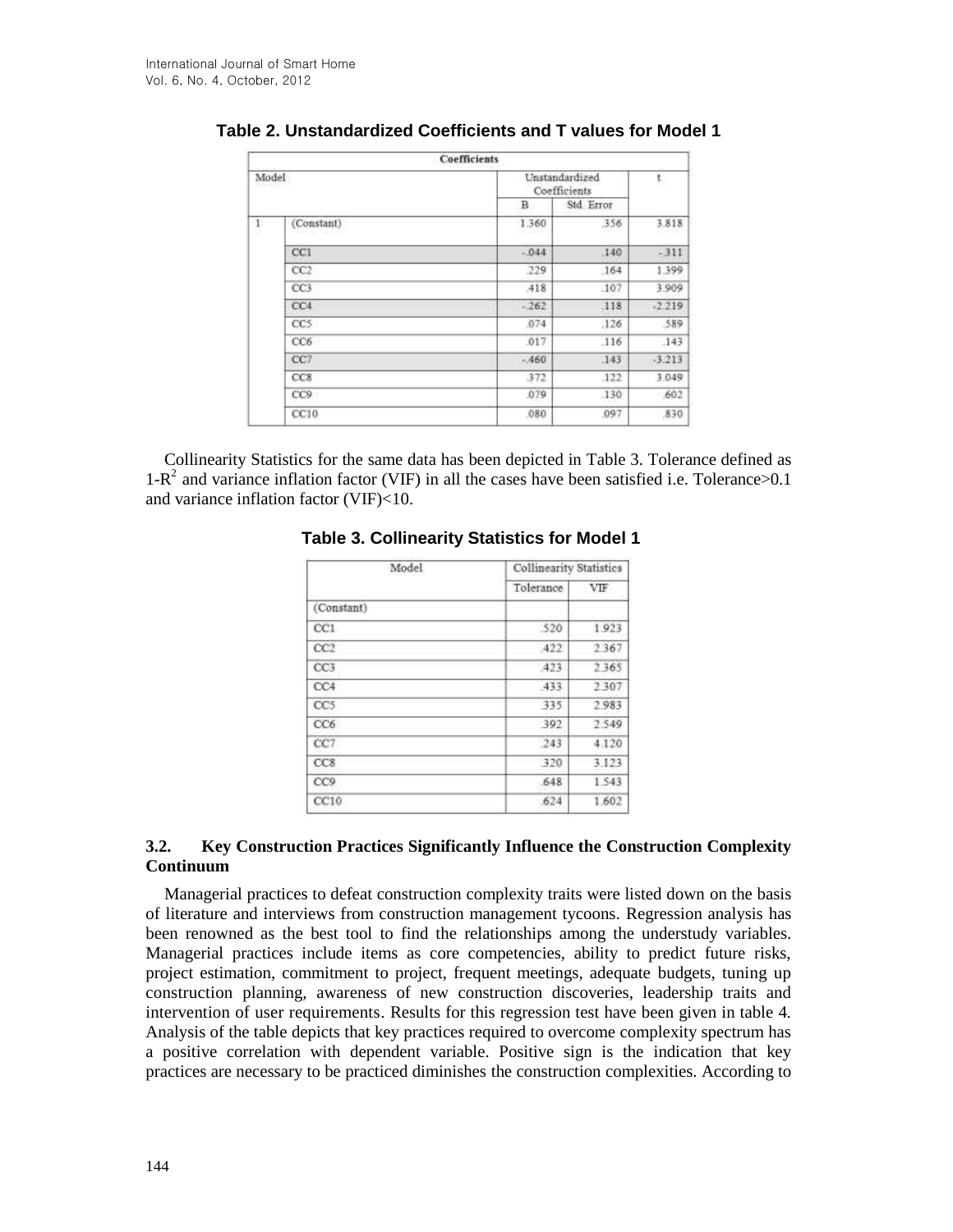**Table 2. Unstandardized Coefficients and T values for Model 1**

| Coefficients | | | | |
|---|---|---|---|---|
| Model | | Unstandardized Coefficients | | t |
| | | B | Std. Error | |
| 1 | (Constant) | 1.360 | .356 | 3.818 |
| | CC1 | -.044 | .140 | -.311 |
| | CC2 | .229 | .164 | 1.399 |
| | CC3 | .418 | .107 | 3.909 |
| | CC4 | -.262 | .118 | -2.219 |
| | CC5 | .074 | .126 | .589 |
| | CC6 | .017 | .116 | .143 |
| | CC7 | -.460 | .143 | -3.213 |
| | CC8 | .372 | .122 | 3.049 |
| | CC9 | .079 | .130 | .602 |
| | CC10 | .080 | .097 | .830 |

Collinearity Statistics for the same data has been depicted in Table 3. Tolerance defined as $1-R^2$ and variance inflation factor (VIF) in all the cases have been satisfied i.e. Tolerance>0.1 and variance inflation factor (VIF)<10.

**Table 3. Collinearity Statistics for Model 1**

| Model | Collinearity Statistics | |
|---|---|---|
| | Tolerance | VIF |
| (Constant) | | |
| CC1 | .520 | 1.923 |
| CC2 | .422 | 2.367 |
| CC3 | .423 | 2.365 |
| CC4 | .433 | 2.307 |
| CC5 | .335 | 2.983 |
| CC6 | .392 | 2.549 |
| CC7 | .243 | 4.120 |
| CC8 | .320 | 3.123 |
| CC9 | .648 | 1.543 |
| CC10 | .624 | 1.602 |

### 3.2. Key Construction Practices Significantly Influence the Construction Complexity Continuum

Managerial practices to defeat construction complexity traits were listed down on the basis of literature and interviews from construction management tycoons. Regression analysis has been renowned as the best tool to find the relationships among the understudy variables. Managerial practices include items as core competencies, ability to predict future risks, project estimation, commitment to project, frequent meetings, adequate budgets, tuning up construction planning, awareness of new construction discoveries, leadership traits and intervention of user requirements. Results for this regression test have been given in table 4. Analysis of the table depicts that key practices required to overcome complexity spectrum has a positive correlation with dependent variable. Positive sign is the indication that key practices are necessary to be practiced diminishes the construction complexities. According to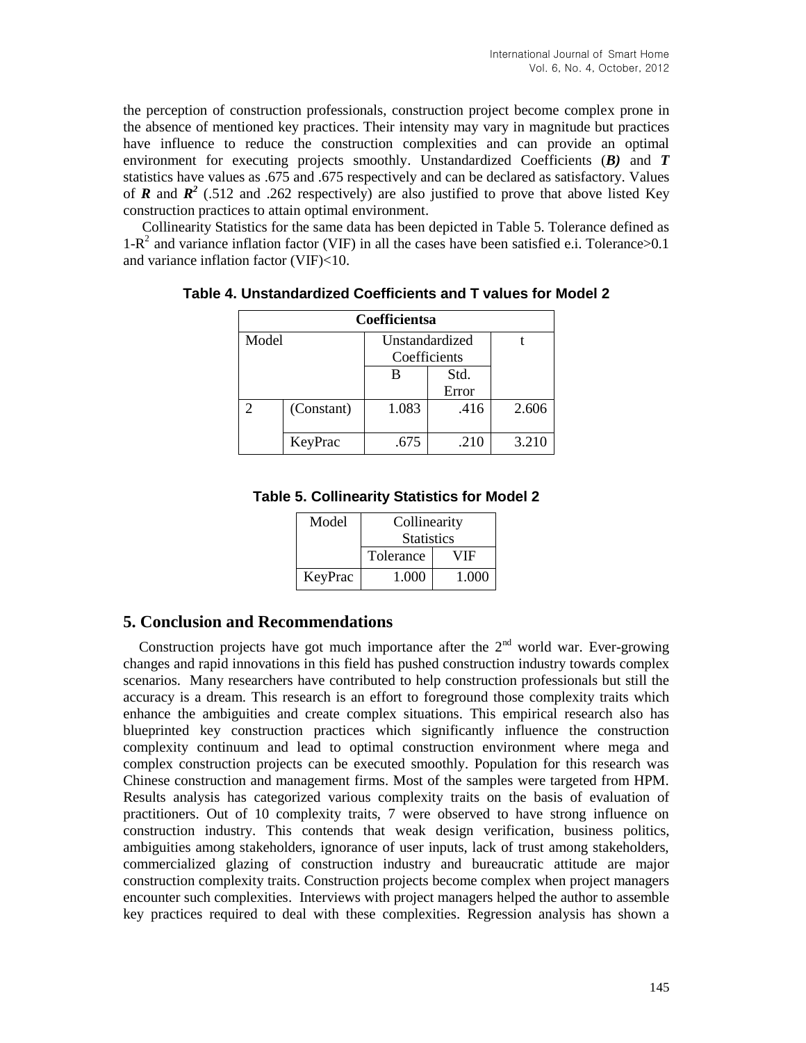the perception of construction professionals, construction project become complex prone in the absence of mentioned key practices. Their intensity may vary in magnitude but practices have influence to reduce the construction complexities and can provide an optimal environment for executing projects smoothly. Unstandardized Coefficients (***B)*** and ***T*** statistics have values as .675 and .675 respectively and can be declared as satisfactory. Values of ***R*** and ***$R^2$*** (.512 and .262 respectively) are also justified to prove that above listed Key construction practices to attain optimal environment.

Collinearity Statistics for the same data has been depicted in Table 5. Tolerance defined as $1\text{-}R^2$ and variance inflation factor (VIF) in all the cases have been satisfied e.i. Tolerance>0.1 and variance inflation factor (VIF)<10.

**Table 4. Unstandardized Coefficients and T values for Model 2**

| Coefficientsa | | | | |
|---|---|---|---|---|
| Model | | Unstandardized Coefficients | | t |
| | | B | Std. Error | |
| 2 | (Constant) | 1.083 | .416 | 2.606 |
| | KeyPrac | .675 | .210 | 3.210 |

**Table 5. Collinearity Statistics for Model 2**

| Model | Collinearity Statistics | |
|---|---|---|
| | Tolerance | VIF |
| KeyPrac | 1.000 | 1.000 |

## 5. Conclusion and Recommendations

Construction projects have got much importance after the 2nd world war. Ever-growing changes and rapid innovations in this field has pushed construction industry towards complex scenarios. Many researchers have contributed to help construction professionals but still the accuracy is a dream. This research is an effort to foreground those complexity traits which enhance the ambiguities and create complex situations. This empirical research also has blueprinted key construction practices which significantly influence the construction complexity continuum and lead to optimal construction environment where mega and complex construction projects can be executed smoothly. Population for this research was Chinese construction and management firms. Most of the samples were targeted from HPM. Results analysis has categorized various complexity traits on the basis of evaluation of practitioners. Out of 10 complexity traits, 7 were observed to have strong influence on construction industry. This contends that weak design verification, business politics, ambiguities among stakeholders, ignorance of user inputs, lack of trust among stakeholders, commercialized glazing of construction industry and bureaucratic attitude are major construction complexity traits. Construction projects become complex when project managers encounter such complexities. Interviews with project managers helped the author to assemble key practices required to deal with these complexities. Regression analysis has shown a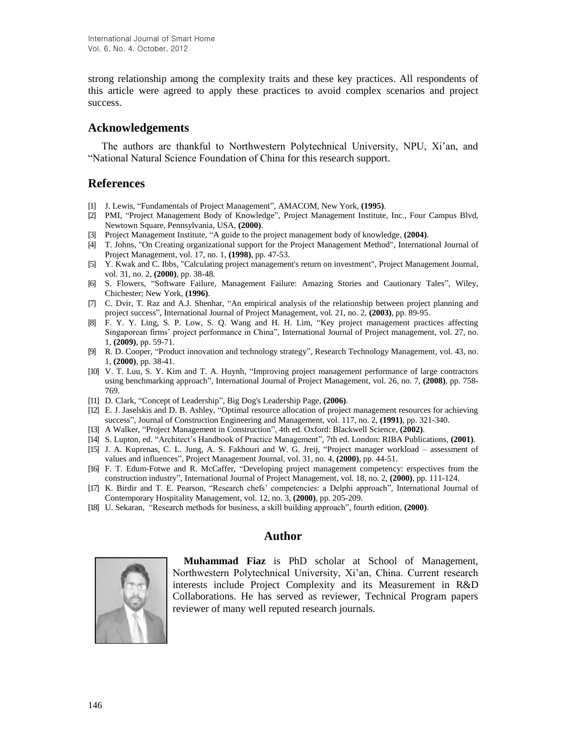strong relationship among the complexity traits and these key practices. All respondents of this article were agreed to apply these practices to avoid complex scenarios and project success.

## Acknowledgements

The authors are thankful to Northwestern Polytechnical University, NPU, Xi'an, and "National Natural Science Foundation of China for this research support.

## References

[1] J. Lewis, "Fundamentals of Project Management", AMACOM, New York, **(1995)**.

[2] PMI, "Project Management Body of Knowledge", Project Management Institute, Inc., Four Campus Blvd, Newtown Square, Pennsylvania, USA, **(2000)**.

[3] Project Management Institute, "A guide to the project management body of knowledge, **(2004)**.

[4] T. Johns, "On Creating organizational support for the Project Management Method", International Journal of Project Management, vol. 17, no. 1, **(1998)**, pp. 47-53.

[5] Y. Kwak and C. Ibbs, "Calculating project management's return on investment", Project Management Journal, vol. 31, no. 2, **(2000)**, pp. 38-48.

[6] S. Flowers, "Software Failure, Management Failure: Amazing Stories and Cautionary Tales", Wiley, Chichester; New York, **(1996)**.

[7] C. Dvir, T. Raz and A.J. Shenhar, "An empirical analysis of the relationship between project planning and project success", International Journal of Project Management, vol. 21, no. 2, **(2003)**, pp. 89-95.

[8] F. Y. Y. Ling, S. P. Low, S. Q. Wang and H. H. Lim, "Key project management practices affecting Singaporean firms' project performance in China", International Journal of Project management, vol. 27, no. 1, **(2009)**, pp. 59-71.

[9] R. D. Cooper, "Product innovation and technology strategy", Research Technology Management, vol. 43, no. 1, **(2000)**, pp. 38-41.

[10] V. T. Luu, S. Y. Kim and T. A. Huynh, "Improving project management performance of large contractors using benchmarking approach", International Journal of Project Management, vol. 26, no. 7, **(2008)**, pp. 758-769.

[11] D. Clark, "Concept of Leadership", Big Dog's Leadership Page, **(2006)**.

[12] E. J. Jaselskis and D. B. Ashley, "Optimal resource allocation of project management resources for achieving success", Journal of Construction Engineering and Management, vol. 117, no. 2, **(1991)**, pp. 321-340.

[13] A Walker, "Project Management in Construction", 4th ed. Oxford: Blackwell Science, **(2002)**.

[14] S. Lupton, ed. "Architect's Handbook of Practice Management", 7th ed. London: RIBA Publications, **(2001)**.

[15] J. A. Kuprenas, C. L. Jung, A. S. Fakhouri and W. G. Jreij, "Project manager workload – assessment of values and influences", Project Management Journal, vol. 31, no. 4, **(2000)**, pp. 44-51.

[16] F. T. Edum-Fotwe and R. McCaffer, "Developing project management competency: erspectives from the construction industry", International Journal of Project Management, vol. 18, no. 2, **(2000)**, pp. 111-124.

[17] K. Birdir and T. E. Pearson, "Research chefs' competencies: a Delphi approach", International Journal of Contemporary Hospitality Management, vol. 12, no. 3, **(2000)**, pp. 205-209.

[18] U. Sekaran, "Research methods for business, a skill building approach", fourth edition, **(2000)**.

## Author

**Muhammad Fiaz** is PhD scholar at School of Management, Northwestern Polytechnical University, Xi'an, China. Current research interests include Project Complexity and its Measurement in R&D Collaborations. He has served as reviewer, Technical Program papers reviewer of many well reputed research journals.